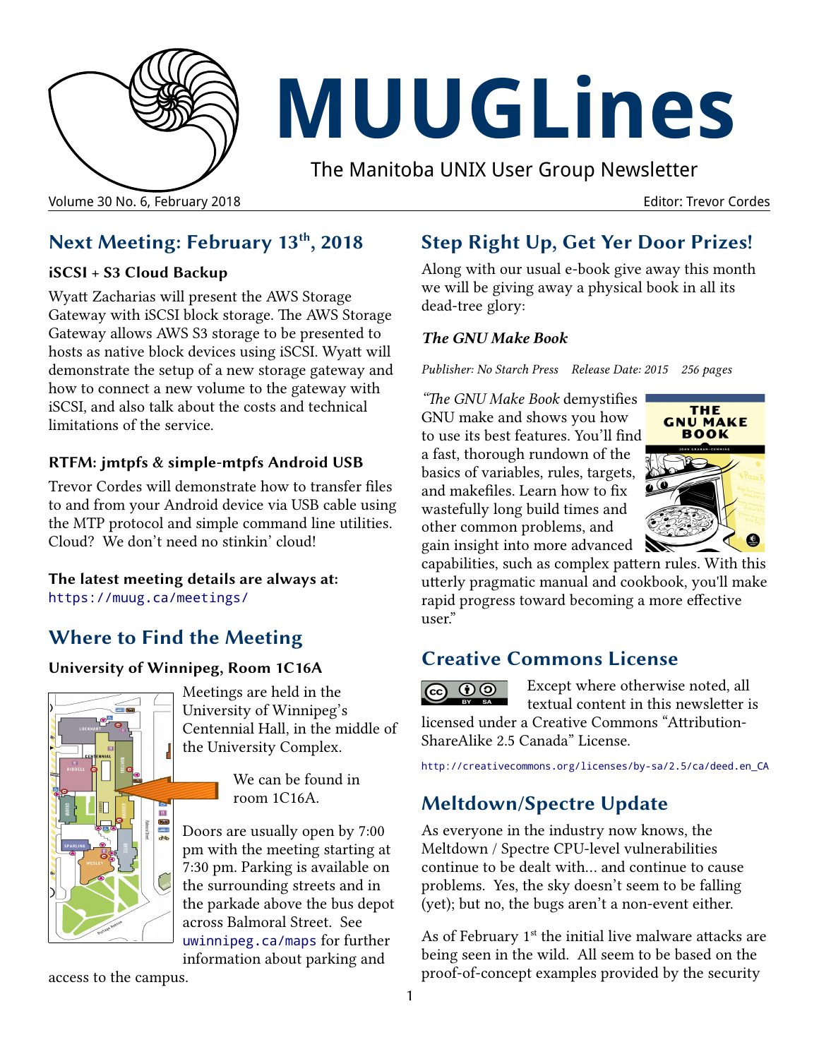# MUUGLines

The Manitoba UNIX User Group Newsletter

Volume 30 No. 6, February 2018 — Editor: Trevor Cordes

## Next Meeting: February 13th, 2018

### iSCSI + S3 Cloud Backup

Wyatt Zacharias will present the AWS Storage Gateway with iSCSI block storage. The AWS Storage Gateway allows AWS S3 storage to be presented to hosts as native block devices using iSCSI. Wyatt will demonstrate the setup of a new storage gateway and how to connect a new volume to the gateway with iSCSI, and also talk about the costs and technical limitations of the service.

### RTFM: jmtpfs & simple-mtpfs Android USB

Trevor Cordes will demonstrate how to transfer files to and from your Android device via USB cable using the MTP protocol and simple command line utilities. Cloud? We don't need no stinkin' cloud!

**The latest meeting details are always at:**
https://muug.ca/meetings/

## Where to Find the Meeting

### University of Winnipeg, Room 1C16A

Meetings are held in the University of Winnipeg's Centennial Hall, in the middle of the University Complex.

We can be found in room 1C16A.

Doors are usually open by 7:00 pm with the meeting starting at 7:30 pm. Parking is available on the surrounding streets and in the parkade above the bus depot across Balmoral Street. See uwinnipeg.ca/maps for further information about parking and access to the campus.

## Step Right Up, Get Yer Door Prizes!

Along with our usual e-book give away this month we will be giving away a physical book in all its dead-tree glory:

***The GNU Make Book***

*Publisher: No Starch Press    Release Date: 2015    256 pages*

"*The GNU Make Book* demystifies GNU make and shows you how to use its best features. You'll find a fast, thorough rundown of the basics of variables, rules, targets, and makefiles. Learn how to fix wastefully long build times and other common problems, and gain insight into more advanced capabilities, such as complex pattern rules. With this utterly pragmatic manual and cookbook, you'll make rapid progress toward becoming a more effective user."

## Creative Commons License

Except where otherwise noted, all textual content in this newsletter is licensed under a Creative Commons "Attribution-ShareAlike 2.5 Canada" License.

http://creativecommons.org/licenses/by-sa/2.5/ca/deed.en_CA

## Meltdown/Spectre Update

As everyone in the industry now knows, the Meltdown / Spectre CPU-level vulnerabilities continue to be dealt with... and continue to cause problems. Yes, the sky doesn't seem to be falling (yet); but no, the bugs aren't a non-event either.

As of February 1st the initial live malware attacks are being seen in the wild. All seem to be based on the proof-of-concept examples provided by the security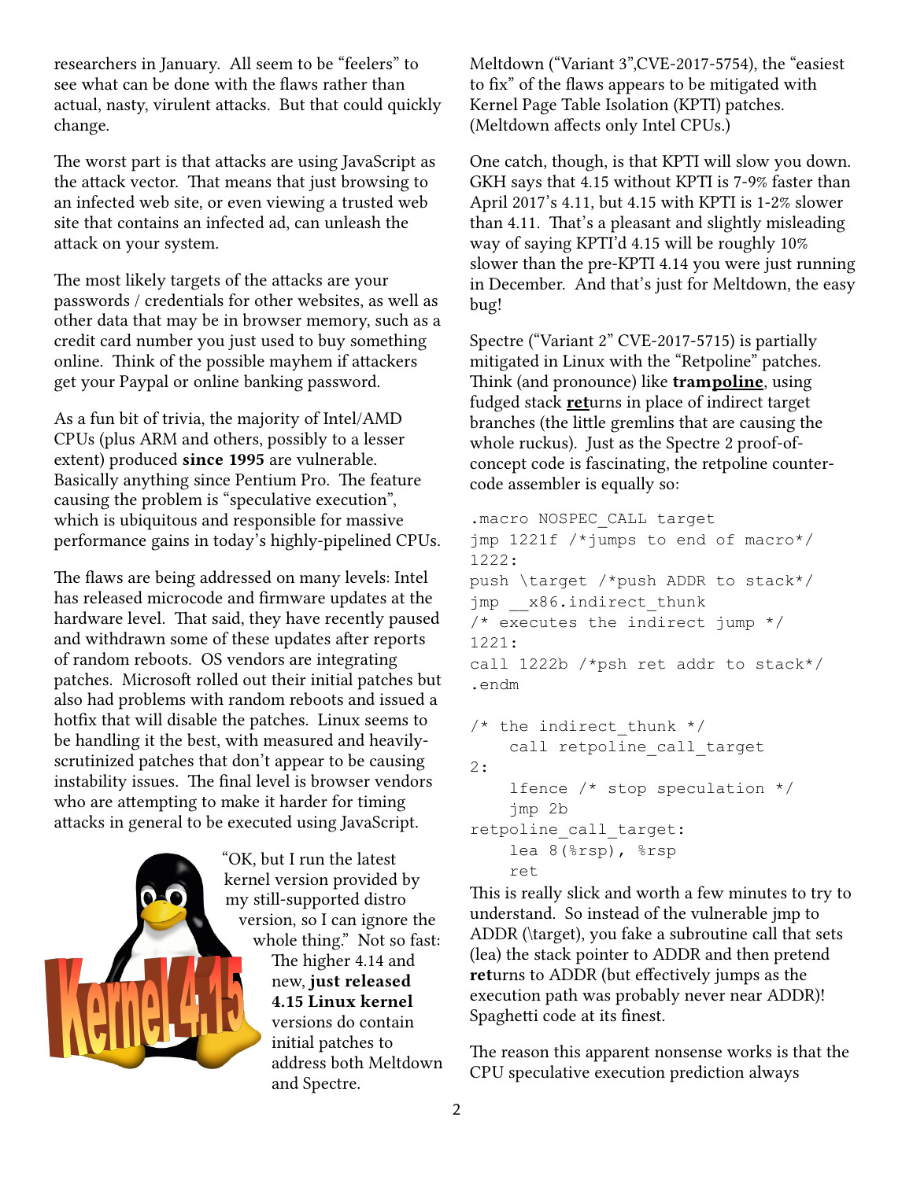researchers in January. All seem to be “feelers” to see what can be done with the flaws rather than actual, nasty, virulent attacks. But that could quickly change.

The worst part is that attacks are using JavaScript as the attack vector. That means that just browsing to an infected web site, or even viewing a trusted web site that contains an infected ad, can unleash the attack on your system.

The most likely targets of the attacks are your passwords / credentials for other websites, as well as other data that may be in browser memory, such as a credit card number you just used to buy something online. Think of the possible mayhem if attackers get your Paypal or online banking password.

As a fun bit of trivia, the majority of Intel/AMD CPUs (plus ARM and others, possibly to a lesser extent) produced **since 1995** are vulnerable. Basically anything since Pentium Pro. The feature causing the problem is “speculative execution”, which is ubiquitous and responsible for massive performance gains in today’s highly-pipelined CPUs.

The flaws are being addressed on many levels: Intel has released microcode and firmware updates at the hardware level. That said, they have recently paused and withdrawn some of these updates after reports of random reboots. OS vendors are integrating patches. Microsoft rolled out their initial patches but also had problems with random reboots and issued a hotfix that will disable the patches. Linux seems to be handling it the best, with measured and heavily-scrutinized patches that don’t appear to be causing instability issues. The final level is browser vendors who are attempting to make it harder for timing attacks in general to be executed using JavaScript.

Kernel 4.15

“OK, but I run the latest kernel version provided by my still-supported distro version, so I can ignore the whole thing.” Not so fast: The higher 4.14 and new, **just released 4.15 Linux kernel** versions do contain initial patches to address both Meltdown and Spectre.

Meltdown (“Variant 3”,CVE-2017-5754), the “easiest to fix” of the flaws appears to be mitigated with Kernel Page Table Isolation (KPTI) patches. (Meltdown affects only Intel CPUs.)

One catch, though, is that KPTI will slow you down. GKH says that 4.15 without KPTI is 7-9% faster than April 2017’s 4.11, but 4.15 with KPTI is 1-2% slower than 4.11. That’s a pleasant and slightly misleading way of saying KPTI’d 4.15 will be roughly 10% slower than the pre-KPTI 4.14 you were just running in December. And that’s just for Meltdown, the easy bug!

Spectre (“Variant 2” CVE-2017-5715) is partially mitigated in Linux with the “Retpoline” patches. Think (and pronounce) like **tramp<u>oline</u>**, using fudged stack **<u>ret</u>**urns in place of indirect target branches (the little gremlins that are causing the whole ruckus). Just as the Spectre 2 proof-of-concept code is fascinating, the retpoline counter-code assembler is equally so:

```
.macro NOSPEC_CALL target
jmp 1221f /*jumps to end of macro*/
1222:
push \target /*push ADDR to stack*/
jmp __x86.indirect_thunk
/* executes the indirect jump */
1221:
call 1222b /*psh ret addr to stack*/
.endm

/* the indirect_thunk */
    call retpoline_call_target
2:
    lfence /* stop speculation */
    jmp 2b
retpoline_call_target:
    lea 8(%rsp), %rsp
    ret
```

This is really slick and worth a few minutes to try to understand. So instead of the vulnerable jmp to ADDR (\target), you fake a subroutine call that sets (lea) the stack pointer to ADDR and then pretend **ret**urns to ADDR (but effectively jumps as the execution path was probably never near ADDR)! Spaghetti code at its finest.

The reason this apparent nonsense works is that the CPU speculative execution prediction always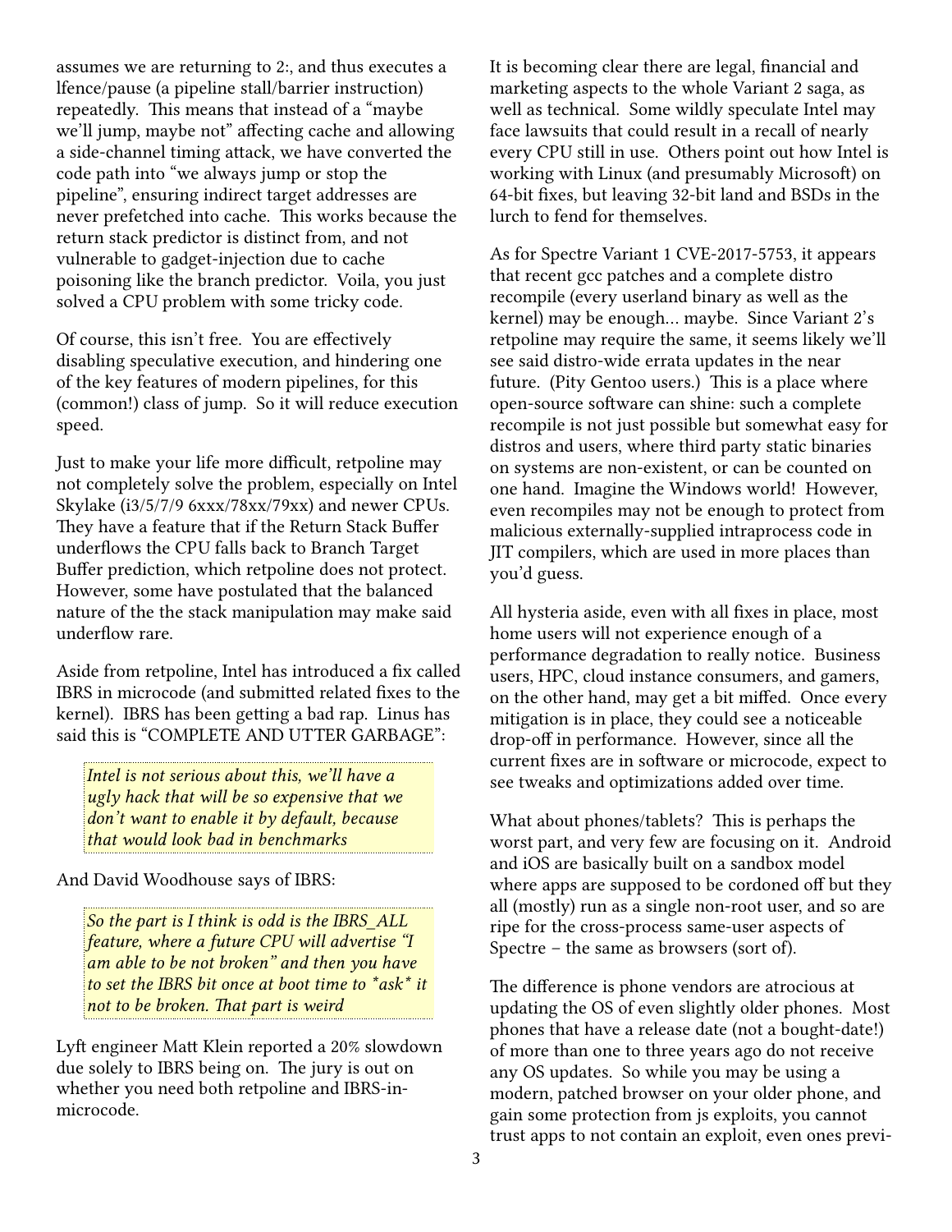assumes we are returning to 2:, and thus executes a lfence/pause (a pipeline stall/barrier instruction) repeatedly. This means that instead of a "maybe we'll jump, maybe not" affecting cache and allowing a side-channel timing attack, we have converted the code path into "we always jump or stop the pipeline", ensuring indirect target addresses are never prefetched into cache. This works because the return stack predictor is distinct from, and not vulnerable to gadget-injection due to cache poisoning like the branch predictor. Voila, you just solved a CPU problem with some tricky code.

Of course, this isn't free. You are effectively disabling speculative execution, and hindering one of the key features of modern pipelines, for this (common!) class of jump. So it will reduce execution speed.

Just to make your life more difficult, retpoline may not completely solve the problem, especially on Intel Skylake (i3/5/7/9 6xxx/78xx/79xx) and newer CPUs. They have a feature that if the Return Stack Buffer underflows the CPU falls back to Branch Target Buffer prediction, which retpoline does not protect. However, some have postulated that the balanced nature of the the stack manipulation may make said underflow rare.

Aside from retpoline, Intel has introduced a fix called IBRS in microcode (and submitted related fixes to the kernel). IBRS has been getting a bad rap. Linus has said this is "COMPLETE AND UTTER GARBAGE":

> *Intel is not serious about this, we'll have a ugly hack that will be so expensive that we don't want to enable it by default, because that would look bad in benchmarks*

And David Woodhouse says of IBRS:

> *So the part is I think is odd is the IBRS_ALL feature, where a future CPU will advertise "I am able to be not broken" and then you have to set the IBRS bit once at boot time to *ask* it not to be broken. That part is weird*

Lyft engineer Matt Klein reported a 20% slowdown due solely to IBRS being on. The jury is out on whether you need both retpoline and IBRS-in-microcode.

It is becoming clear there are legal, financial and marketing aspects to the whole Variant 2 saga, as well as technical. Some wildly speculate Intel may face lawsuits that could result in a recall of nearly every CPU still in use. Others point out how Intel is working with Linux (and presumably Microsoft) on 64-bit fixes, but leaving 32-bit land and BSDs in the lurch to fend for themselves.

As for Spectre Variant 1 CVE-2017-5753, it appears that recent gcc patches and a complete distro recompile (every userland binary as well as the kernel) may be enough… maybe. Since Variant 2's retpoline may require the same, it seems likely we'll see said distro-wide errata updates in the near future. (Pity Gentoo users.) This is a place where open-source software can shine: such a complete recompile is not just possible but somewhat easy for distros and users, where third party static binaries on systems are non-existent, or can be counted on one hand. Imagine the Windows world! However, even recompiles may not be enough to protect from malicious externally-supplied intraprocess code in JIT compilers, which are used in more places than you'd guess.

All hysteria aside, even with all fixes in place, most home users will not experience enough of a performance degradation to really notice. Business users, HPC, cloud instance consumers, and gamers, on the other hand, may get a bit miffed. Once every mitigation is in place, they could see a noticeable drop-off in performance. However, since all the current fixes are in software or microcode, expect to see tweaks and optimizations added over time.

What about phones/tablets? This is perhaps the worst part, and very few are focusing on it. Android and iOS are basically built on a sandbox model where apps are supposed to be cordoned off but they all (mostly) run as a single non-root user, and so are ripe for the cross-process same-user aspects of Spectre – the same as browsers (sort of).

The difference is phone vendors are atrocious at updating the OS of even slightly older phones. Most phones that have a release date (not a bought-date!) of more than one to three years ago do not receive any OS updates. So while you may be using a modern, patched browser on your older phone, and gain some protection from js exploits, you cannot trust apps to not contain an exploit, even ones previ-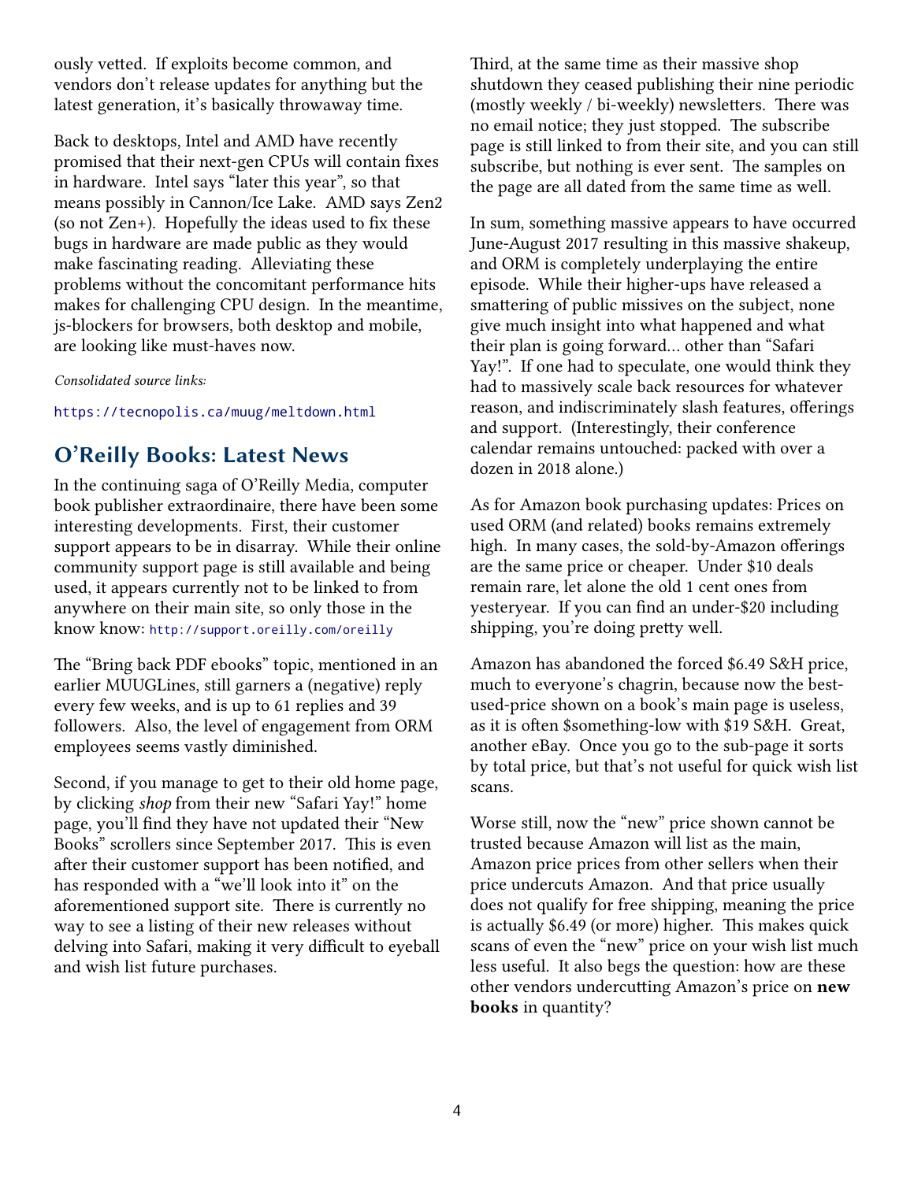ously vetted. If exploits become common, and vendors don't release updates for anything but the latest generation, it's basically throwaway time.

Back to desktops, Intel and AMD have recently promised that their next-gen CPUs will contain fixes in hardware. Intel says "later this year", so that means possibly in Cannon/Ice Lake. AMD says Zen2 (so not Zen+). Hopefully the ideas used to fix these bugs in hardware are made public as they would make fascinating reading. Alleviating these problems without the concomitant performance hits makes for challenging CPU design. In the meantime, js-blockers for browsers, both desktop and mobile, are looking like must-haves now.

*Consolidated source links:*

https://tecnopolis.ca/muug/meltdown.html

## O'Reilly Books: Latest News

In the continuing saga of O'Reilly Media, computer book publisher extraordinaire, there have been some interesting developments. First, their customer support appears to be in disarray. While their online community support page is still available and being used, it appears currently not to be linked to from anywhere on their main site, so only those in the know know: http://support.oreilly.com/oreilly

The "Bring back PDF ebooks" topic, mentioned in an earlier MUUGLines, still garners a (negative) reply every few weeks, and is up to 61 replies and 39 followers. Also, the level of engagement from ORM employees seems vastly diminished.

Second, if you manage to get to their old home page, by clicking *shop* from their new "Safari Yay!" home page, you'll find they have not updated their "New Books" scrollers since September 2017. This is even after their customer support has been notified, and has responded with a "we'll look into it" on the aforementioned support site. There is currently no way to see a listing of their new releases without delving into Safari, making it very difficult to eyeball and wish list future purchases.

Third, at the same time as their massive shop shutdown they ceased publishing their nine periodic (mostly weekly / bi-weekly) newsletters. There was no email notice; they just stopped. The subscribe page is still linked to from their site, and you can still subscribe, but nothing is ever sent. The samples on the page are all dated from the same time as well.

In sum, something massive appears to have occurred June-August 2017 resulting in this massive shakeup, and ORM is completely underplaying the entire episode. While their higher-ups have released a smattering of public missives on the subject, none give much insight into what happened and what their plan is going forward… other than "Safari Yay!". If one had to speculate, one would think they had to massively scale back resources for whatever reason, and indiscriminately slash features, offerings and support. (Interestingly, their conference calendar remains untouched: packed with over a dozen in 2018 alone.)

As for Amazon book purchasing updates: Prices on used ORM (and related) books remains extremely high. In many cases, the sold-by-Amazon offerings are the same price or cheaper. Under $10 deals remain rare, let alone the old 1 cent ones from yesteryear. If you can find an under-$20 including shipping, you're doing pretty well.

Amazon has abandoned the forced $6.49 S&H price, much to everyone's chagrin, because now the best-used-price shown on a book's main page is useless, as it is often $something-low with $19 S&H. Great, another eBay. Once you go to the sub-page it sorts by total price, but that's not useful for quick wish list scans.

Worse still, now the "new" price shown cannot be trusted because Amazon will list as the main, Amazon price prices from other sellers when their price undercuts Amazon. And that price usually does not qualify for free shipping, meaning the price is actually $6.49 (or more) higher. This makes quick scans of even the "new" price on your wish list much less useful. It also begs the question: how are these other vendors undercutting Amazon's price on **new books** in quantity?